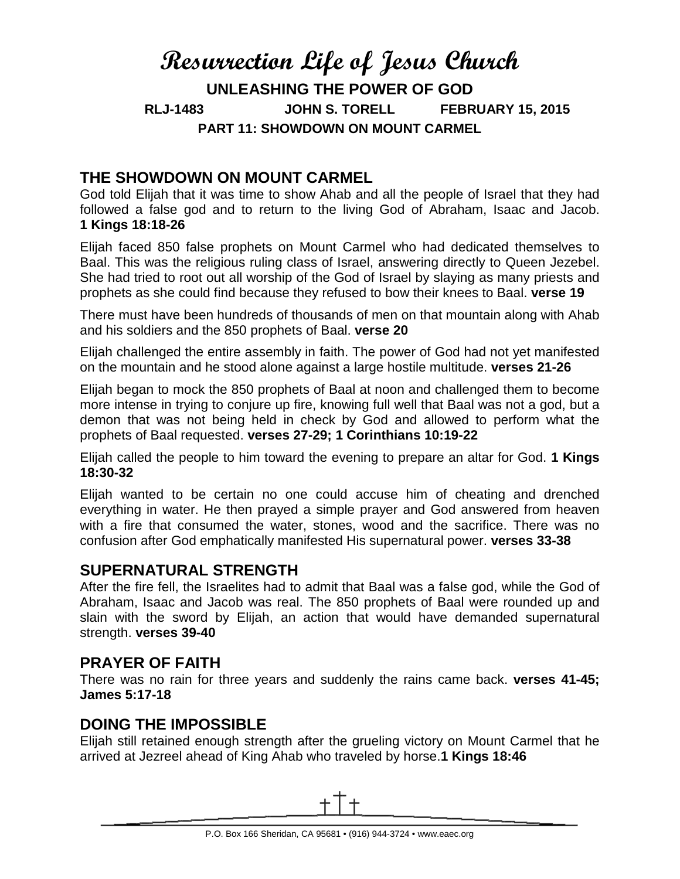# Resurrection Life of Jesus Church

**UNLEASHING THE POWER OF GOD**

**RLJ-1483 JOHN S. TORELL FEBRUARY 15, 2015**

**PART 11: SHOWDOWN ON MOUNT CARMEL**

## THE SHOWDOWN ON MOUNT CARMEL

God told Elijah that it was time to show Ahab and all the people of Israel that they had followed a false god and to return to the living God of Abraham, Isaac and Jacob. **1 Kings 18:18-26**

Elijah faced 850 false prophets on Mount Carmel who had dedicated themselves to Baal. This was the religious ruling class of Israel, answering directly to Queen Jezebel. She had tried to root out all worship of the God of Israel by slaying as many priests and prophets as she could find because they refused to bow their knees to Baal. **verse 19**

There must have been hundreds of thousands of men on that mountain along with Ahab and his soldiers and the 850 prophets of Baal. **verse 20**

Elijah challenged the entire assembly in faith. The power of God had not yet manifested on the mountain and he stood alone against a large hostile multitude. **verses 21-26**

Elijah began to mock the 850 prophets of Baal at noon and challenged them to become more intense in trying to conjure up fire, knowing full well that Baal was not a god, but a demon that was not being held in check by God and allowed to perform what the prophets of Baal requested. **verses 27-29; 1 Corinthians 10:19-22**

Elijah called the people to him toward the evening to prepare an altar for God. **1 Kings 18:30-32**

Elijah wanted to be certain no one could accuse him of cheating and drenched everything in water. He then prayed a simple prayer and God answered from heaven with a fire that consumed the water, stones, wood and the sacrifice. There was no confusion after God emphatically manifested His supernatural power. **verses 33-38**

## SUPERNATURAL STRENGTH

After the fire fell, the Israelites had to admit that Baal was a false god, while the God of Abraham, Isaac and Jacob was real. The 850 prophets of Baal were rounded up and slain with the sword by Elijah, an action that would have demanded supernatural strength. **verses 39-40**

## PRAYER OF FAITH

There was no rain for three years and suddenly the rains came back. **verses 41-45; James 5:17-18**

## DOING THE IMPOSSIBLE

Elijah still retained enough strength after the grueling victory on Mount Carmel that he arrived at Jezreel ahead of King Ahab who traveled by horse.**1 Kings 18:46**

P.O. Box 166 Sheridan, CA 95681 • (916) 944-3724 • www.eaec.org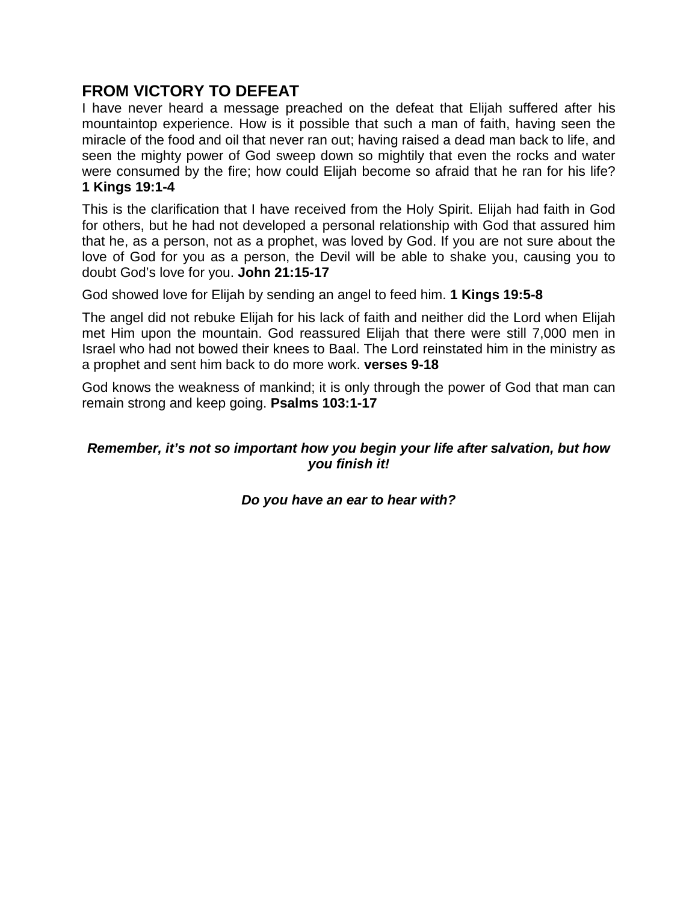## FROM VICTORY TO DEFEAT

I have never heard a message preached on the defeat that Elijah suffered after his mountaintop experience. How is it possible that such a man of faith, having seen the miracle of the food and oil that never ran out; having raised a dead man back to life, and seen the mighty power of God sweep down so mightily that even the rocks and water were consumed by the fire; how could Elijah become so afraid that he ran for his life? **1 Kings 19:1-4**

This is the clarification that I have received from the Holy Spirit. Elijah had faith in God for others, but he had not developed a personal relationship with God that assured him that he, as a person, not as a prophet, was loved by God. If you are not sure about the love of God for you as a person, the Devil will be able to shake you, causing you to doubt God's love for you. **John 21:15-17**

God showed love for Elijah by sending an angel to feed him. **1 Kings 19:5-8**

The angel did not rebuke Elijah for his lack of faith and neither did the Lord when Elijah met Him upon the mountain. God reassured Elijah that there were still 7,000 men in Israel who had not bowed their knees to Baal. The Lord reinstated him in the ministry as a prophet and sent him back to do more work. **verses 9-18**

God knows the weakness of mankind; it is only through the power of God that man can remain strong and keep going. **Psalms 103:1-17**

***Remember, it's not so important how you begin your life after salvation, but how you finish it!***

***Do you have an ear to hear with?***